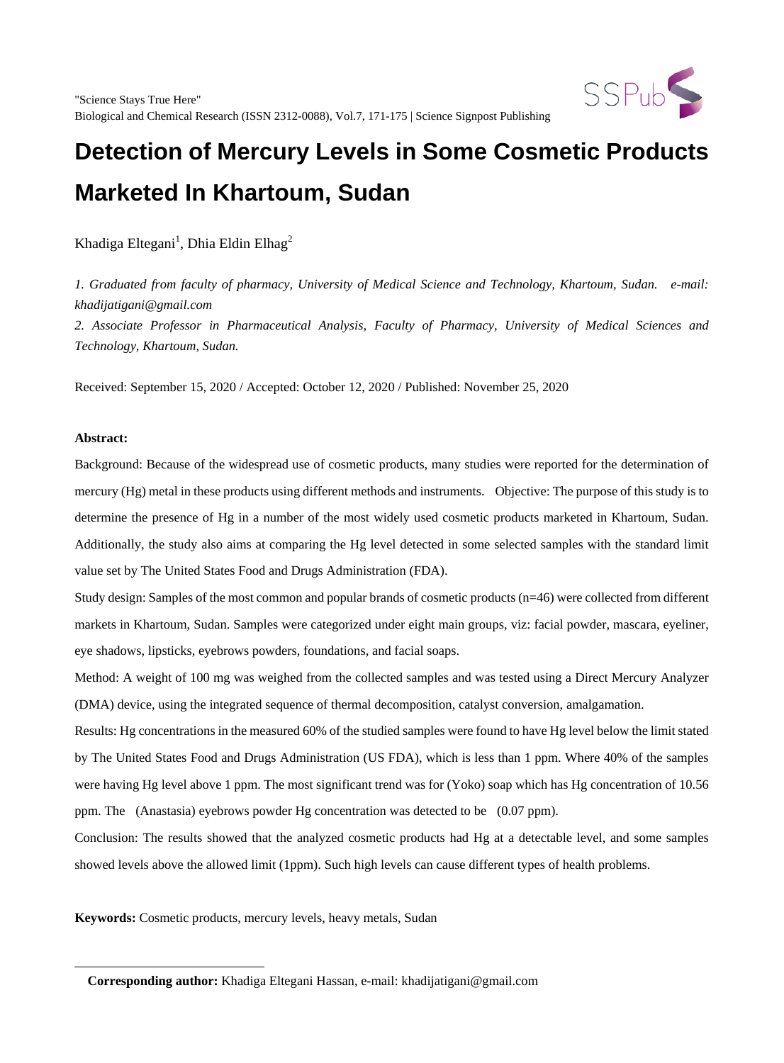# Detection of Mercury Levels in Some Cosmetic Products Marketed In Khartoum, Sudan

Khadiga Eltegani[1], Dhia Eldin Elhag[2]

*1. Graduated from faculty of pharmacy, University of Medical Science and Technology, Khartoum, Sudan. e-mail: khadijatigani@gmail.com*

*2. Associate Professor in Pharmaceutical Analysis, Faculty of Pharmacy, University of Medical Sciences and Technology, Khartoum, Sudan.*

Received: September 15, 2020 / Accepted: October 12, 2020 / Published: November 25, 2020

**Abstract:**

Background: Because of the widespread use of cosmetic products, many studies were reported for the determination of mercury (Hg) metal in these products using different methods and instruments. Objective: The purpose of this study is to determine the presence of Hg in a number of the most widely used cosmetic products marketed in Khartoum, Sudan. Additionally, the study also aims at comparing the Hg level detected in some selected samples with the standard limit value set by The United States Food and Drugs Administration (FDA).

Study design: Samples of the most common and popular brands of cosmetic products (n=46) were collected from different markets in Khartoum, Sudan. Samples were categorized under eight main groups, viz: facial powder, mascara, eyeliner, eye shadows, lipsticks, eyebrows powders, foundations, and facial soaps.

Method: A weight of 100 mg was weighed from the collected samples and was tested using a Direct Mercury Analyzer (DMA) device, using the integrated sequence of thermal decomposition, catalyst conversion, amalgamation.

Results: Hg concentrations in the measured 60% of the studied samples were found to have Hg level below the limit stated by The United States Food and Drugs Administration (US FDA), which is less than 1 ppm. Where 40% of the samples were having Hg level above 1 ppm. The most significant trend was for (Yoko) soap which has Hg concentration of 10.56 ppm. The (Anastasia) eyebrows powder Hg concentration was detected to be (0.07 ppm).

Conclusion: The results showed that the analyzed cosmetic products had Hg at a detectable level, and some samples showed levels above the allowed limit (1ppm). Such high levels can cause different types of health problems.

**Keywords:** Cosmetic products, mercury levels, heavy metals, Sudan

---

**Corresponding author:** Khadiga Eltegani Hassan, e-mail: khadijatigani@gmail.com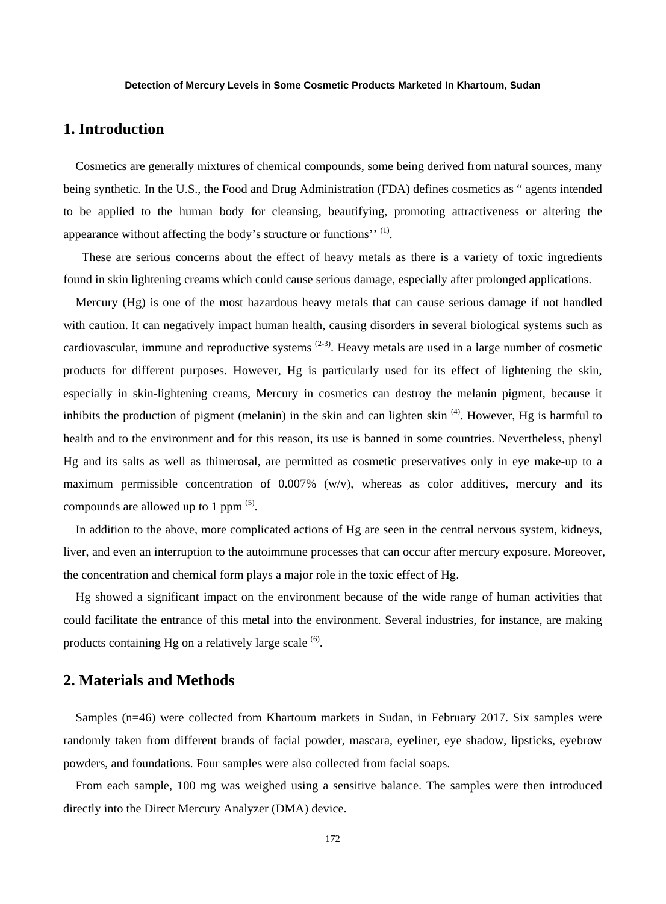**Detection of Mercury Levels in Some Cosmetic Products Marketed In Khartoum, Sudan**

## 1. Introduction

Cosmetics are generally mixtures of chemical compounds, some being derived from natural sources, many being synthetic. In the U.S., the Food and Drug Administration (FDA) defines cosmetics as " agents intended to be applied to the human body for cleansing, beautifying, promoting attractiveness or altering the appearance without affecting the body's structure or functions'' [(1)].

These are serious concerns about the effect of heavy metals as there is a variety of toxic ingredients found in skin lightening creams which could cause serious damage, especially after prolonged applications.

Mercury (Hg) is one of the most hazardous heavy metals that can cause serious damage if not handled with caution. It can negatively impact human health, causing disorders in several biological systems such as cardiovascular, immune and reproductive systems [(2-3)]. Heavy metals are used in a large number of cosmetic products for different purposes. However, Hg is particularly used for its effect of lightening the skin, especially in skin-lightening creams, Mercury in cosmetics can destroy the melanin pigment, because it inhibits the production of pigment (melanin) in the skin and can lighten skin [(4)]. However, Hg is harmful to health and to the environment and for this reason, its use is banned in some countries. Nevertheless, phenyl Hg and its salts as well as thimerosal, are permitted as cosmetic preservatives only in eye make-up to a maximum permissible concentration of 0.007% (w/v), whereas as color additives, mercury and its compounds are allowed up to 1 ppm [(5)].

In addition to the above, more complicated actions of Hg are seen in the central nervous system, kidneys, liver, and even an interruption to the autoimmune processes that can occur after mercury exposure. Moreover, the concentration and chemical form plays a major role in the toxic effect of Hg.

Hg showed a significant impact on the environment because of the wide range of human activities that could facilitate the entrance of this metal into the environment. Several industries, for instance, are making products containing Hg on a relatively large scale [(6)].

## 2. Materials and Methods

Samples (n=46) were collected from Khartoum markets in Sudan, in February 2017. Six samples were randomly taken from different brands of facial powder, mascara, eyeliner, eye shadow, lipsticks, eyebrow powders, and foundations. Four samples were also collected from facial soaps.

From each sample, 100 mg was weighed using a sensitive balance. The samples were then introduced directly into the Direct Mercury Analyzer (DMA) device.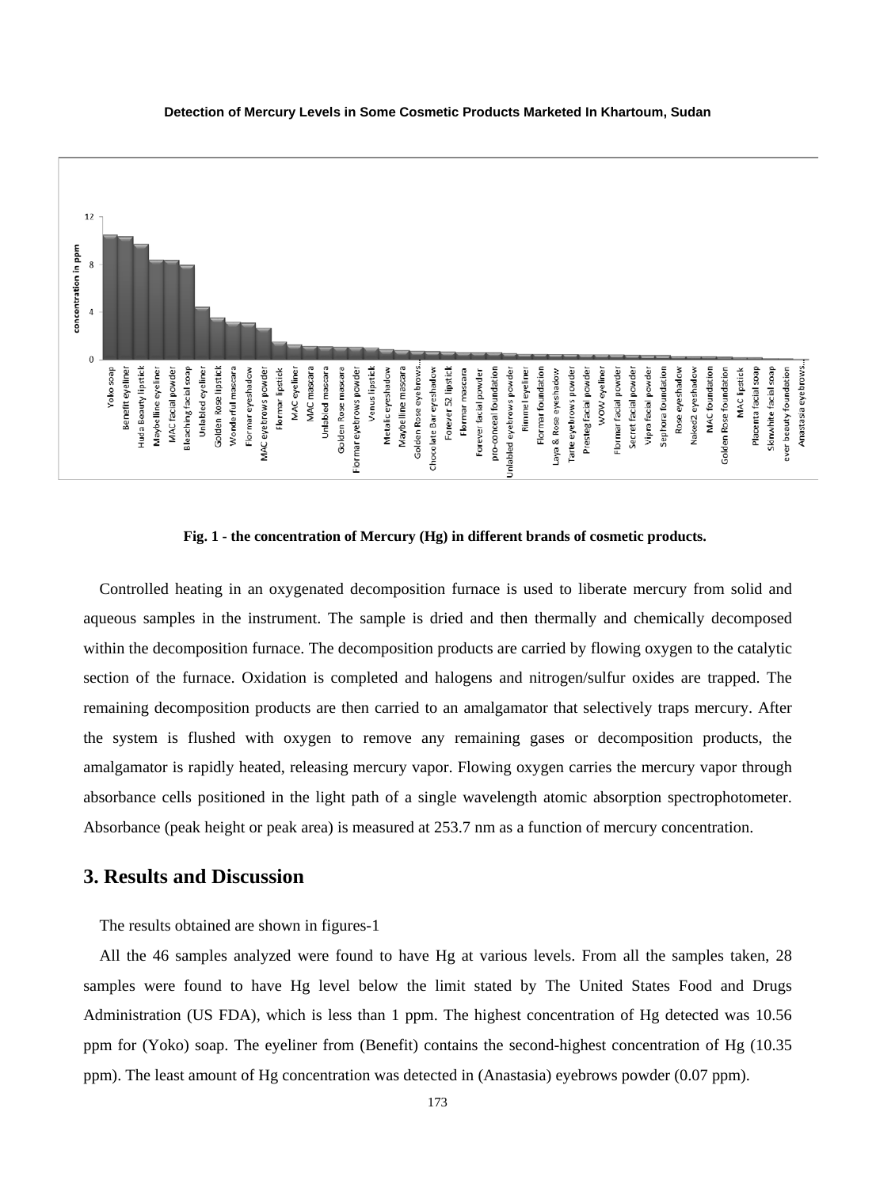Fig. 1 - the concentration of Mercury (Hg) in different brands of cosmetic products.

Controlled heating in an oxygenated decomposition furnace is used to liberate mercury from solid and aqueous samples in the instrument. The sample is dried and then thermally and chemically decomposed within the decomposition furnace. The decomposition products are carried by flowing oxygen to the catalytic section of the furnace. Oxidation is completed and halogens and nitrogen/sulfur oxides are trapped. The remaining decomposition products are then carried to an amalgamator that selectively traps mercury. After the system is flushed with oxygen to remove any remaining gases or decomposition products, the amalgamator is rapidly heated, releasing mercury vapor. Flowing oxygen carries the mercury vapor through absorbance cells positioned in the light path of a single wavelength atomic absorption spectrophotometer. Absorbance (peak height or peak area) is measured at 253.7 nm as a function of mercury concentration.

## 3. Results and Discussion

The results obtained are shown in figures-1

All the 46 samples analyzed were found to have Hg at various levels. From all the samples taken, 28 samples were found to have Hg level below the limit stated by The United States Food and Drugs Administration (US FDA), which is less than 1 ppm. The highest concentration of Hg detected was 10.56 ppm for (Yoko) soap. The eyeliner from (Benefit) contains the second-highest concentration of Hg (10.35 ppm). The least amount of Hg concentration was detected in (Anastasia) eyebrows powder (0.07 ppm).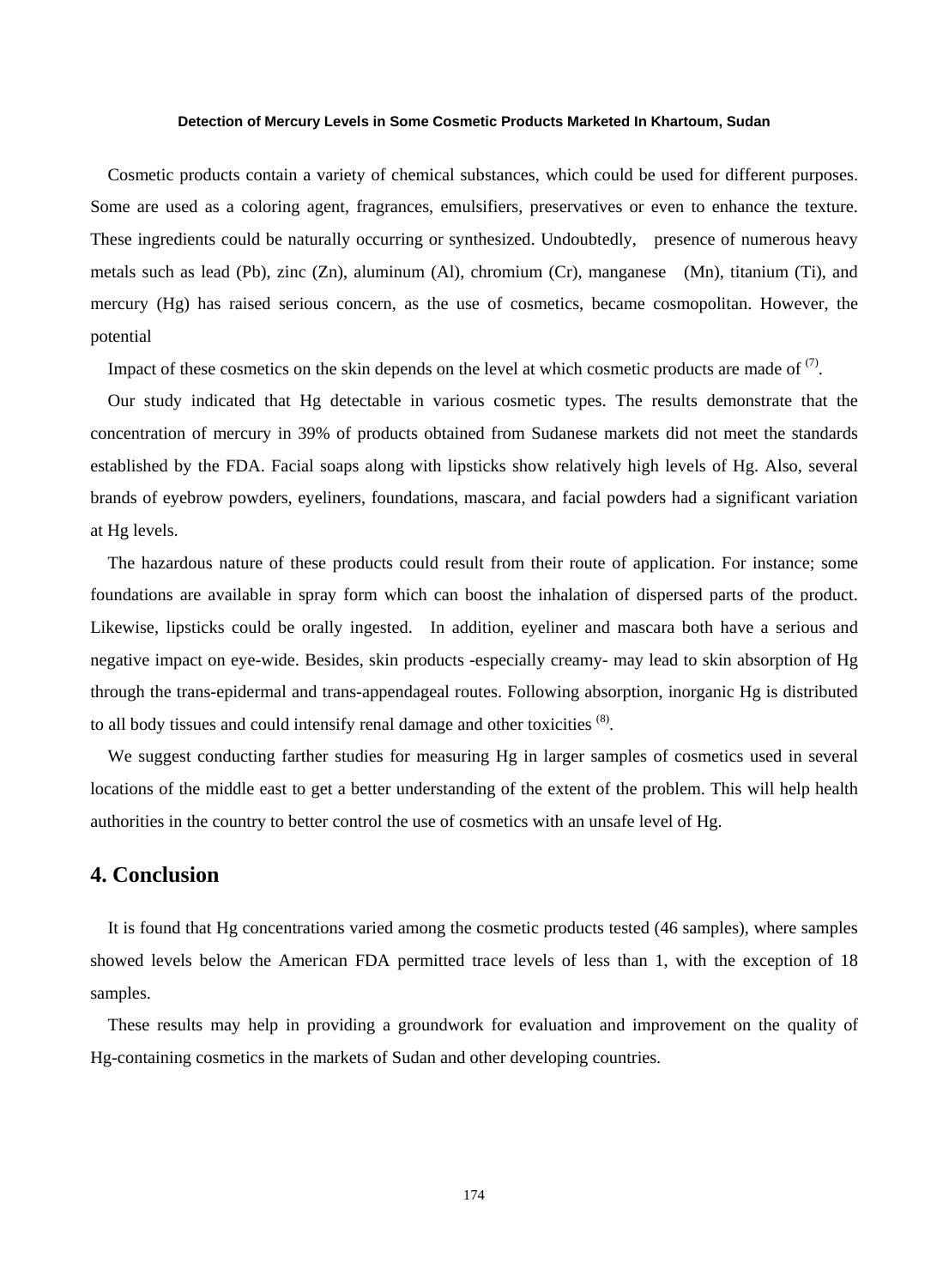Cosmetic products contain a variety of chemical substances, which could be used for different purposes. Some are used as a coloring agent, fragrances, emulsifiers, preservatives or even to enhance the texture. These ingredients could be naturally occurring or synthesized. Undoubtedly, presence of numerous heavy metals such as lead (Pb), zinc (Zn), aluminum (Al), chromium (Cr), manganese (Mn), titanium (Ti), and mercury (Hg) has raised serious concern, as the use of cosmetics, became cosmopolitan. However, the potential

Impact of these cosmetics on the skin depends on the level at which cosmetic products are made of [(7)].

Our study indicated that Hg detectable in various cosmetic types. The results demonstrate that the concentration of mercury in 39% of products obtained from Sudanese markets did not meet the standards established by the FDA. Facial soaps along with lipsticks show relatively high levels of Hg. Also, several brands of eyebrow powders, eyeliners, foundations, mascara, and facial powders had a significant variation at Hg levels.

The hazardous nature of these products could result from their route of application. For instance; some foundations are available in spray form which can boost the inhalation of dispersed parts of the product. Likewise, lipsticks could be orally ingested. In addition, eyeliner and mascara both have a serious and negative impact on eye-wide. Besides, skin products -especially creamy- may lead to skin absorption of Hg through the trans-epidermal and trans-appendageal routes. Following absorption, inorganic Hg is distributed to all body tissues and could intensify renal damage and other toxicities [(8)].

We suggest conducting farther studies for measuring Hg in larger samples of cosmetics used in several locations of the middle east to get a better understanding of the extent of the problem. This will help health authorities in the country to better control the use of cosmetics with an unsafe level of Hg.

## 4. Conclusion

It is found that Hg concentrations varied among the cosmetic products tested (46 samples), where samples showed levels below the American FDA permitted trace levels of less than 1, with the exception of 18 samples.

These results may help in providing a groundwork for evaluation and improvement on the quality of Hg-containing cosmetics in the markets of Sudan and other developing countries.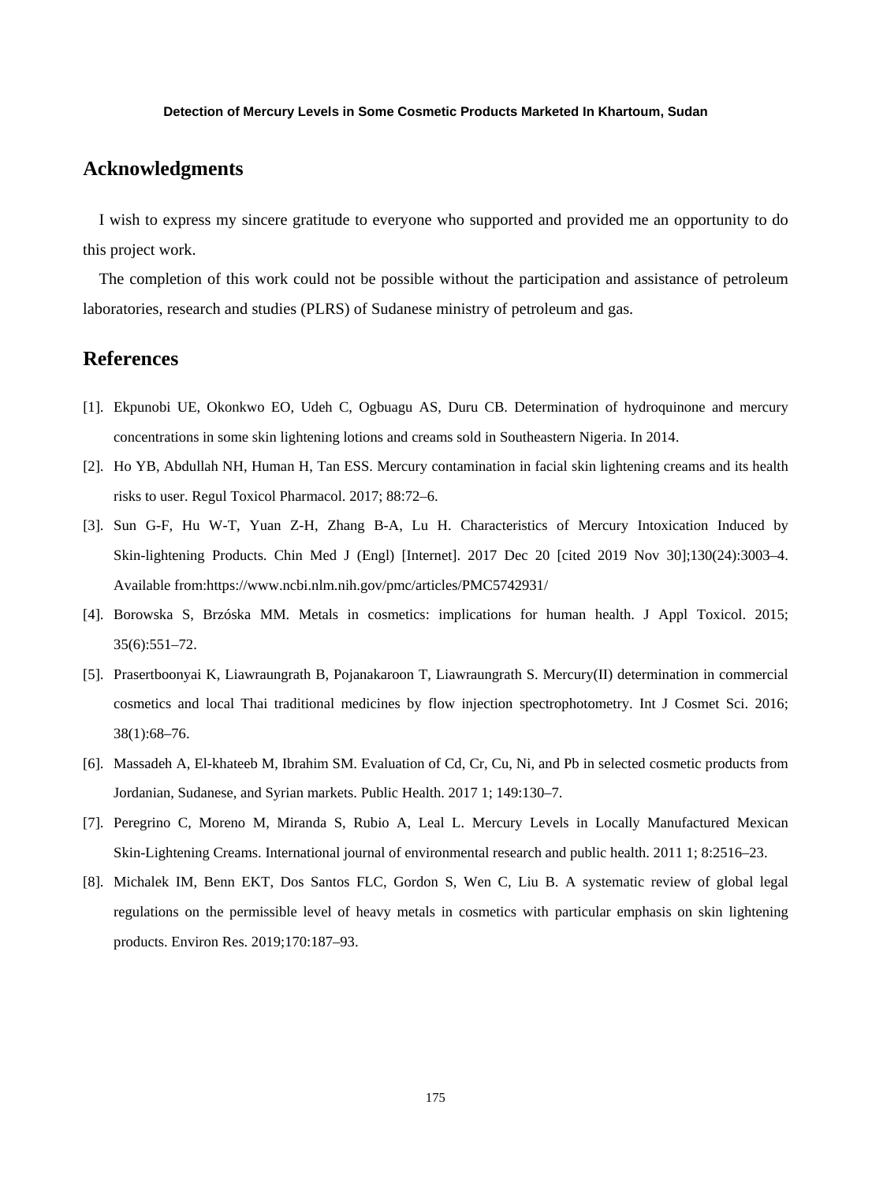## Acknowledgments

I wish to express my sincere gratitude to everyone who supported and provided me an opportunity to do this project work.

The completion of this work could not be possible without the participation and assistance of petroleum laboratories, research and studies (PLRS) of Sudanese ministry of petroleum and gas.

## References

[1]. Ekpunobi UE, Okonkwo EO, Udeh C, Ogbuagu AS, Duru CB. Determination of hydroquinone and mercury concentrations in some skin lightening lotions and creams sold in Southeastern Nigeria. In 2014.

[2]. Ho YB, Abdullah NH, Human H, Tan ESS. Mercury contamination in facial skin lightening creams and its health risks to user. Regul Toxicol Pharmacol. 2017; 88:72–6.

[3]. Sun G-F, Hu W-T, Yuan Z-H, Zhang B-A, Lu H. Characteristics of Mercury Intoxication Induced by Skin-lightening Products. Chin Med J (Engl) [Internet]. 2017 Dec 20 [cited 2019 Nov 30];130(24):3003–4. Available from:https://www.ncbi.nlm.nih.gov/pmc/articles/PMC5742931/

[4]. Borowska S, Brzóska MM. Metals in cosmetics: implications for human health. J Appl Toxicol. 2015; 35(6):551–72.

[5]. Prasertboonyai K, Liawraungrath B, Pojanakaroon T, Liawraungrath S. Mercury(II) determination in commercial cosmetics and local Thai traditional medicines by flow injection spectrophotometry. Int J Cosmet Sci. 2016; 38(1):68–76.

[6]. Massadeh A, El-khateeb M, Ibrahim SM. Evaluation of Cd, Cr, Cu, Ni, and Pb in selected cosmetic products from Jordanian, Sudanese, and Syrian markets. Public Health. 2017 1; 149:130–7.

[7]. Peregrino C, Moreno M, Miranda S, Rubio A, Leal L. Mercury Levels in Locally Manufactured Mexican Skin-Lightening Creams. International journal of environmental research and public health. 2011 1; 8:2516–23.

[8]. Michalek IM, Benn EKT, Dos Santos FLC, Gordon S, Wen C, Liu B. A systematic review of global legal regulations on the permissible level of heavy metals in cosmetics with particular emphasis on skin lightening products. Environ Res. 2019;170:187–93.